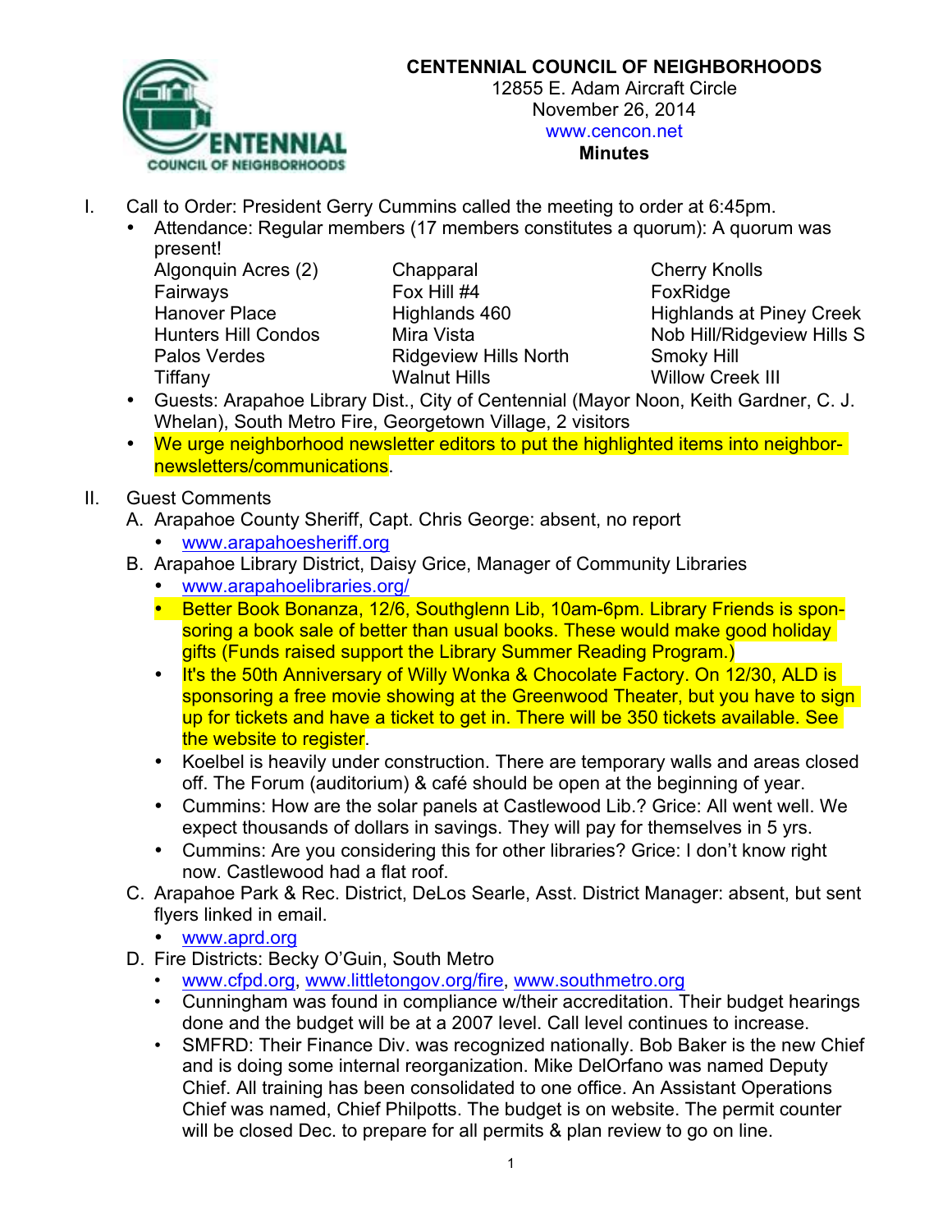# CENTENNIAL COUNCIL OF NEIGHBORHOODS

12855 E. Adam Aircraft Circle
November 26, 2014
www.cencon.net
**Minutes**

I. Call to Order: President Gerry Cummins called the meeting to order at 6:45pm.
   - Attendance: Regular members (17 members constitutes a quorum): A quorum was present!

| | | |
|---|---|---|
| Algonquin Acres (2) | Chapparal | Cherry Knolls |
| Fairways | Fox Hill #4 | FoxRidge |
| Hanover Place | Highlands 460 | Highlands at Piney Creek |
| Hunters Hill Condos | Mira Vista | Nob Hill/Ridgeview Hills S |
| Palos Verdes | Ridgeview Hills North | Smoky Hill |
| Tiffany | Walnut Hills | Willow Creek III |

   - Guests: Arapahoe Library Dist., City of Centennial (Mayor Noon, Keith Gardner, C. J. Whelan), South Metro Fire, Georgetown Village, 2 visitors
   - We urge neighborhood newsletter editors to put the highlighted items into neighbor-newsletters/communications.

II. Guest Comments
   A. Arapahoe County Sheriff, Capt. Chris George: absent, no report
      - www.arapahoesheriff.org
   B. Arapahoe Library District, Daisy Grice, Manager of Community Libraries
      - www.arapahoelibraries.org/
      - Better Book Bonanza, 12/6, Southglenn Lib, 10am-6pm. Library Friends is sponsoring a book sale of better than usual books. These would make good holiday gifts (Funds raised support the Library Summer Reading Program.)
      - It's the 50th Anniversary of Willy Wonka & Chocolate Factory. On 12/30, ALD is sponsoring a free movie showing at the Greenwood Theater, but you have to sign up for tickets and have a ticket to get in. There will be 350 tickets available. See the website to register.
      - Koelbel is heavily under construction. There are temporary walls and areas closed off. The Forum (auditorium) & café should be open at the beginning of year.
      - Cummins: How are the solar panels at Castlewood Lib.? Grice: All went well. We expect thousands of dollars in savings. They will pay for themselves in 5 yrs.
      - Cummins: Are you considering this for other libraries? Grice: I don't know right now. Castlewood had a flat roof.
   C. Arapahoe Park & Rec. District, DeLos Searle, Asst. District Manager: absent, but sent flyers linked in email.
      - www.aprd.org
   D. Fire Districts: Becky O'Guin, South Metro
      - www.cfpd.org, www.littletongov.org/fire, www.southmetro.org
      - Cunningham was found in compliance w/their accreditation. Their budget hearings done and the budget will be at a 2007 level. Call level continues to increase.
      - SMFRD: Their Finance Div. was recognized nationally. Bob Baker is the new Chief and is doing some internal reorganization. Mike DelOrfano was named Deputy Chief. All training has been consolidated to one office. An Assistant Operations Chief was named, Chief Philpotts. The budget is on website. The permit counter will be closed Dec. to prepare for all permits & plan review to go on line.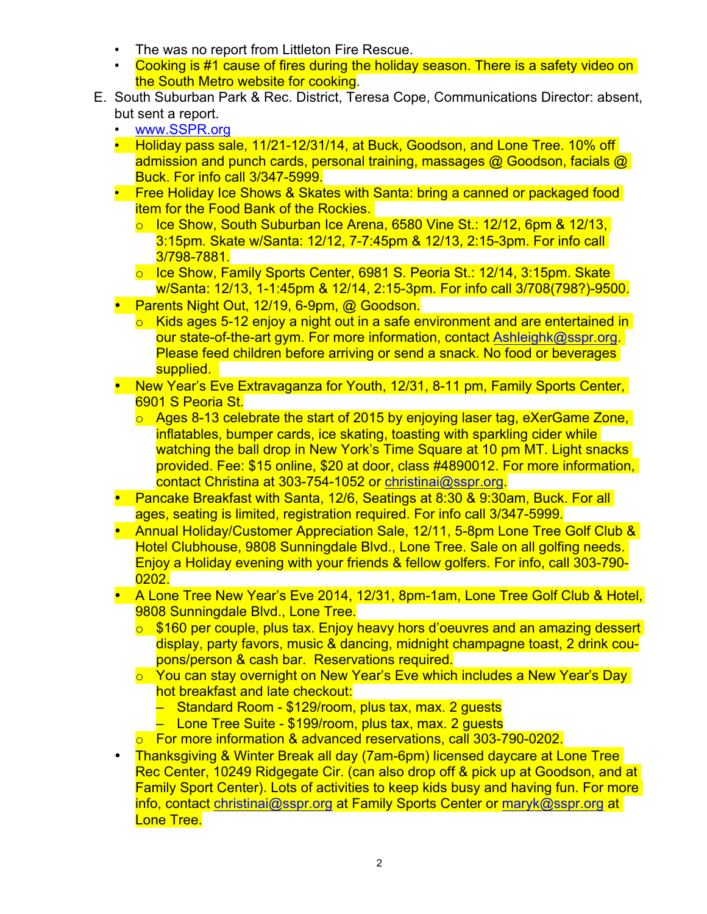- The was no report from Littleton Fire Rescue.
- Cooking is #1 cause of fires during the holiday season. There is a safety video on the South Metro website for cooking.

E. South Suburban Park & Rec. District, Teresa Cope, Communications Director: absent, but sent a report.

- www.SSPR.org
- Holiday pass sale, 11/21-12/31/14, at Buck, Goodson, and Lone Tree. 10% off admission and punch cards, personal training, massages @ Goodson, facials @ Buck. For info call 3/347-5999.
- Free Holiday Ice Shows & Skates with Santa: bring a canned or packaged food item for the Food Bank of the Rockies.
  - Ice Show, South Suburban Ice Arena, 6580 Vine St.: 12/12, 6pm & 12/13, 3:15pm. Skate w/Santa: 12/12, 7-7:45pm & 12/13, 2:15-3pm. For info call 3/798-7881.
  - Ice Show, Family Sports Center, 6981 S. Peoria St.: 12/14, 3:15pm. Skate w/Santa: 12/13, 1-1:45pm & 12/14, 2:15-3pm. For info call 3/708(798?)-9500.
- Parents Night Out, 12/19, 6-9pm, @ Goodson.
  - Kids ages 5-12 enjoy a night out in a safe environment and are entertained in our state-of-the-art gym. For more information, contact Ashleighk@sspr.org. Please feed children before arriving or send a snack. No food or beverages supplied.
- New Year's Eve Extravaganza for Youth, 12/31, 8-11 pm, Family Sports Center, 6901 S Peoria St.
  - Ages 8-13 celebrate the start of 2015 by enjoying laser tag, eXerGame Zone, inflatables, bumper cards, ice skating, toasting with sparkling cider while watching the ball drop in New York's Time Square at 10 pm MT. Light snacks provided. Fee: $15 online, $20 at door, class #4890012. For more information, contact Christina at 303-754-1052 or christinai@sspr.org.
- Pancake Breakfast with Santa, 12/6, Seatings at 8:30 & 9:30am, Buck. For all ages, seating is limited, registration required. For info call 3/347-5999.
- Annual Holiday/Customer Appreciation Sale, 12/11, 5-8pm Lone Tree Golf Club & Hotel Clubhouse, 9808 Sunningdale Blvd., Lone Tree. Sale on all golfing needs. Enjoy a Holiday evening with your friends & fellow golfers. For info, call 303-790-0202.
- A Lone Tree New Year's Eve 2014, 12/31, 8pm-1am, Lone Tree Golf Club & Hotel, 9808 Sunningdale Blvd., Lone Tree.
  - $160 per couple, plus tax. Enjoy heavy hors d'oeuvres and an amazing dessert display, party favors, music & dancing, midnight champagne toast, 2 drink coupons/person & cash bar. Reservations required.
  - You can stay overnight on New Year's Eve which includes a New Year's Day hot breakfast and late checkout:
    - Standard Room - $129/room, plus tax, max. 2 guests
    - Lone Tree Suite - $199/room, plus tax, max. 2 guests
  - For more information & advanced reservations, call 303-790-0202.
- Thanksgiving & Winter Break all day (7am-6pm) licensed daycare at Lone Tree Rec Center, 10249 Ridgegate Cir. (can also drop off & pick up at Goodson, and at Family Sport Center). Lots of activities to keep kids busy and having fun. For more info, contact christinai@sspr.org at Family Sports Center or maryk@sspr.org at Lone Tree.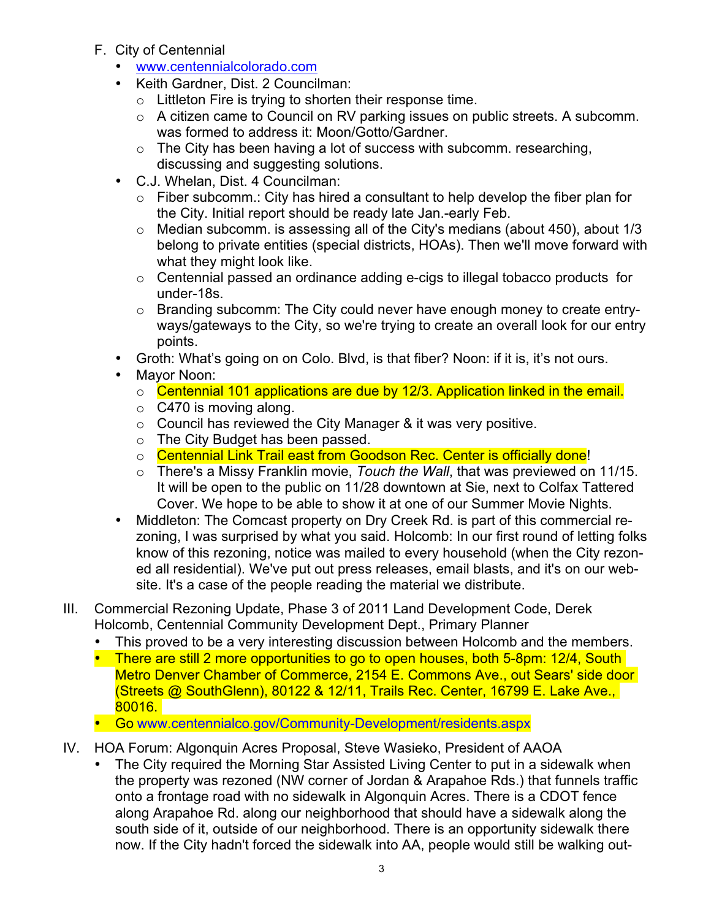F. City of Centennial
   - www.centennialcolorado.com
   - Keith Gardner, Dist. 2 Councilman:
     - Littleton Fire is trying to shorten their response time.
     - A citizen came to Council on RV parking issues on public streets. A subcomm. was formed to address it: Moon/Gotto/Gardner.
     - The City has been having a lot of success with subcomm. researching, discussing and suggesting solutions.
   - C.J. Whelan, Dist. 4 Councilman:
     - Fiber subcomm.: City has hired a consultant to help develop the fiber plan for the City. Initial report should be ready late Jan.-early Feb.
     - Median subcomm. is assessing all of the City's medians (about 450), about 1/3 belong to private entities (special districts, HOAs). Then we'll move forward with what they might look like.
     - Centennial passed an ordinance adding e-cigs to illegal tobacco products for under-18s.
     - Branding subcomm: The City could never have enough money to create entry-ways/gateways to the City, so we're trying to create an overall look for our entry points.
   - Groth: What's going on on Colo. Blvd, is that fiber? Noon: if it is, it's not ours.
   - Mayor Noon:
     - Centennial 101 applications are due by 12/3. Application linked in the email.
     - C470 is moving along.
     - Council has reviewed the City Manager & it was very positive.
     - The City Budget has been passed.
     - Centennial Link Trail east from Goodson Rec. Center is officially done!
     - There's a Missy Franklin movie, *Touch the Wall*, that was previewed on 11/15. It will be open to the public on 11/28 downtown at Sie, next to Colfax Tattered Cover. We hope to be able to show it at one of our Summer Movie Nights.
   - Middleton: The Comcast property on Dry Creek Rd. is part of this commercial re-zoning, I was surprised by what you said. Holcomb: In our first round of letting folks know of this rezoning, notice was mailed to every household (when the City rezoned all residential). We've put out press releases, email blasts, and it's on our website. It's a case of the people reading the material we distribute.

III. Commercial Rezoning Update, Phase 3 of 2011 Land Development Code, Derek Holcomb, Centennial Community Development Dept., Primary Planner
   - This proved to be a very interesting discussion between Holcomb and the members.
   - There are still 2 more opportunities to go to open houses, both 5-8pm: 12/4, South Metro Denver Chamber of Commerce, 2154 E. Commons Ave., out Sears' side door (Streets @ SouthGlenn), 80122 & 12/11, Trails Rec. Center, 16799 E. Lake Ave., 80016.
   - Go www.centennialco.gov/Community-Development/residents.aspx

IV. HOA Forum: Algonquin Acres Proposal, Steve Wasieko, President of AAOA
   - The City required the Morning Star Assisted Living Center to put in a sidewalk when the property was rezoned (NW corner of Jordan & Arapahoe Rds.) that funnels traffic onto a frontage road with no sidewalk in Algonquin Acres. There is a CDOT fence along Arapahoe Rd. along our neighborhood that should have a sidewalk along the south side of it, outside of our neighborhood. There is an opportunity sidewalk there now. If the City hadn't forced the sidewalk into AA, people would still be walking out-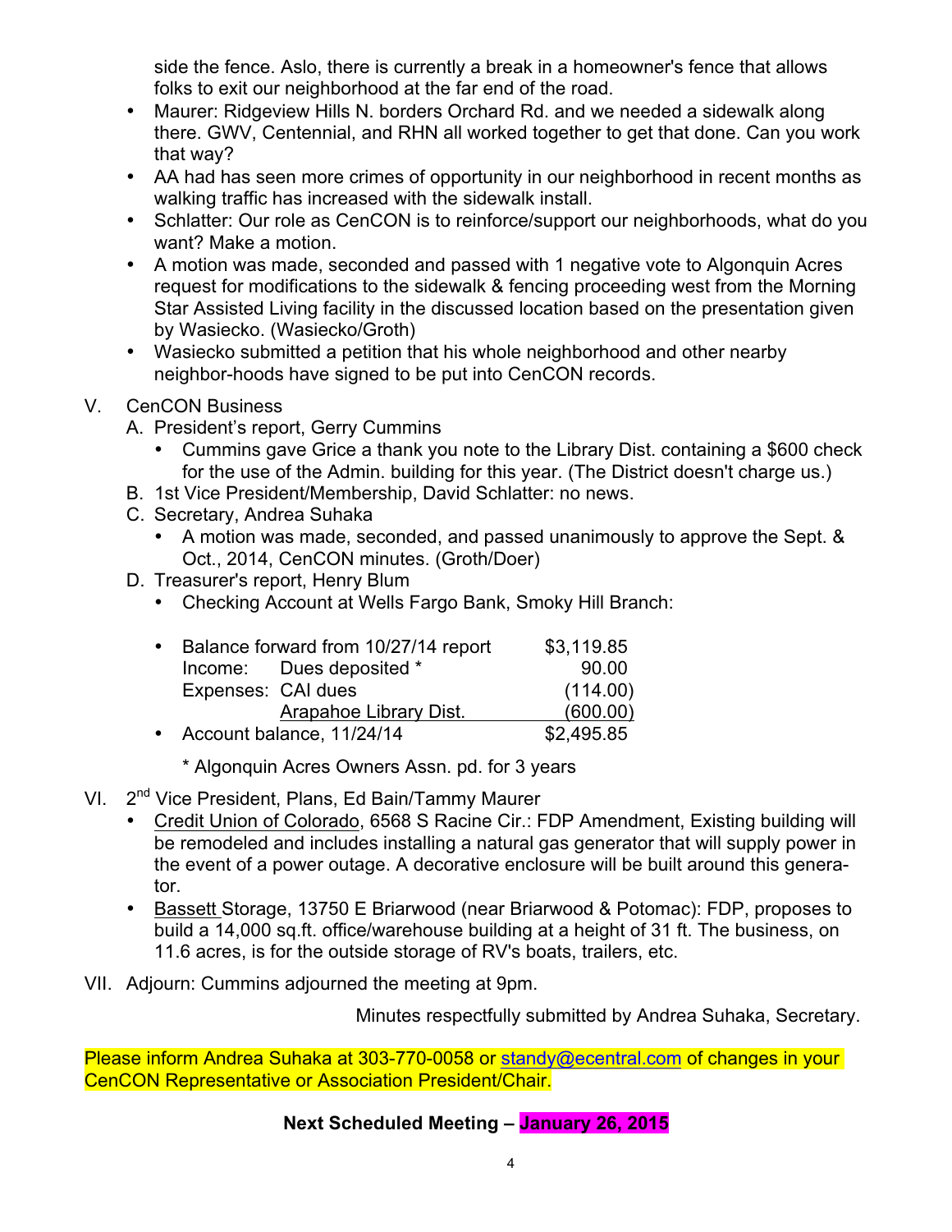side the fence. Aslo, there is currently a break in a homeowner's fence that allows folks to exit our neighborhood at the far end of the road.

- Maurer: Ridgeview Hills N. borders Orchard Rd. and we needed a sidewalk along there. GWV, Centennial, and RHN all worked together to get that done. Can you work that way?
- AA had has seen more crimes of opportunity in our neighborhood in recent months as walking traffic has increased with the sidewalk install.
- Schlatter: Our role as CenCON is to reinforce/support our neighborhoods, what do you want? Make a motion.
- A motion was made, seconded and passed with 1 negative vote to Algonquin Acres request for modifications to the sidewalk & fencing proceeding west from the Morning Star Assisted Living facility in the discussed location based on the presentation given by Wasiecko. (Wasiecko/Groth)
- Wasiecko submitted a petition that his whole neighborhood and other nearby neighbor-hoods have signed to be put into CenCON records.

V. CenCON Business

A. President's report, Gerry Cummins
   - Cummins gave Grice a thank you note to the Library Dist. containing a $600 check for the use of the Admin. building for this year. (The District doesn't charge us.)

B. 1st Vice President/Membership, David Schlatter: no news.

C. Secretary, Andrea Suhaka
   - A motion was made, seconded, and passed unanimously to approve the Sept. & Oct., 2014, CenCON minutes. (Groth/Doer)

D. Treasurer's report, Henry Blum
   - Checking Account at Wells Fargo Bank, Smoky Hill Branch:

| | | |
|---|---|---|
| • Balance forward from 10/27/14 report | | $3,119.85 |
| Income: | Dues deposited * | 90.00 |
| Expenses: | CAI dues | (114.00) |
| | Arapahoe Library Dist. | (600.00) |
| • Account balance, 11/24/14 | | $2,495.85 |

   * Algonquin Acres Owners Assn. pd. for 3 years

VI. 2nd Vice President, Plans, Ed Bain/Tammy Maurer

- Credit Union of Colorado, 6568 S Racine Cir.: FDP Amendment, Existing building will be remodeled and includes installing a natural gas generator that will supply power in the event of a power outage. A decorative enclosure will be built around this generator.
- Bassett Storage, 13750 E Briarwood (near Briarwood & Potomac): FDP, proposes to build a 14,000 sq.ft. office/warehouse building at a height of 31 ft. The business, on 11.6 acres, is for the outside storage of RV's boats, trailers, etc.

VII. Adjourn: Cummins adjourned the meeting at 9pm.

Minutes respectfully submitted by Andrea Suhaka, Secretary.

Please inform Andrea Suhaka at 303-770-0058 or standy@ecentral.com of changes in your CenCON Representative or Association President/Chair.

**Next Scheduled Meeting – January 26, 2015**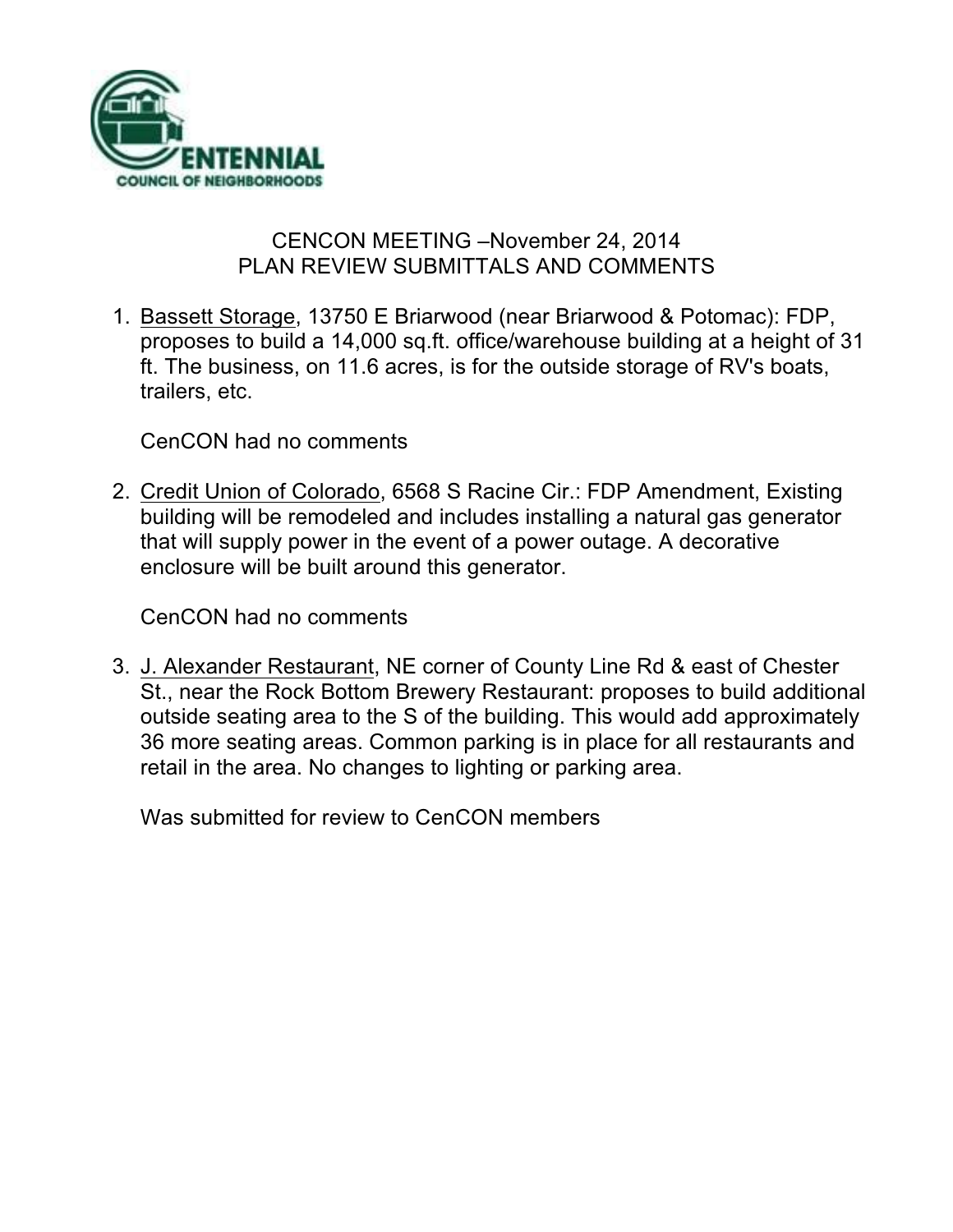CENTENNIAL
COUNCIL OF NEIGHBORHOODS

CENCON MEETING –November 24, 2014
PLAN REVIEW SUBMITTALS AND COMMENTS

1. Bassett Storage, 13750 E Briarwood (near Briarwood & Potomac): FDP, proposes to build a 14,000 sq.ft. office/warehouse building at a height of 31 ft. The business, on 11.6 acres, is for the outside storage of RV's boats, trailers, etc.

   CenCON had no comments

2. Credit Union of Colorado, 6568 S Racine Cir.: FDP Amendment, Existing building will be remodeled and includes installing a natural gas generator that will supply power in the event of a power outage. A decorative enclosure will be built around this generator.

   CenCON had no comments

3. J. Alexander Restaurant, NE corner of County Line Rd & east of Chester St., near the Rock Bottom Brewery Restaurant: proposes to build additional outside seating area to the S of the building. This would add approximately 36 more seating areas. Common parking is in place for all restaurants and retail in the area. No changes to lighting or parking area.

   Was submitted for review to CenCON members